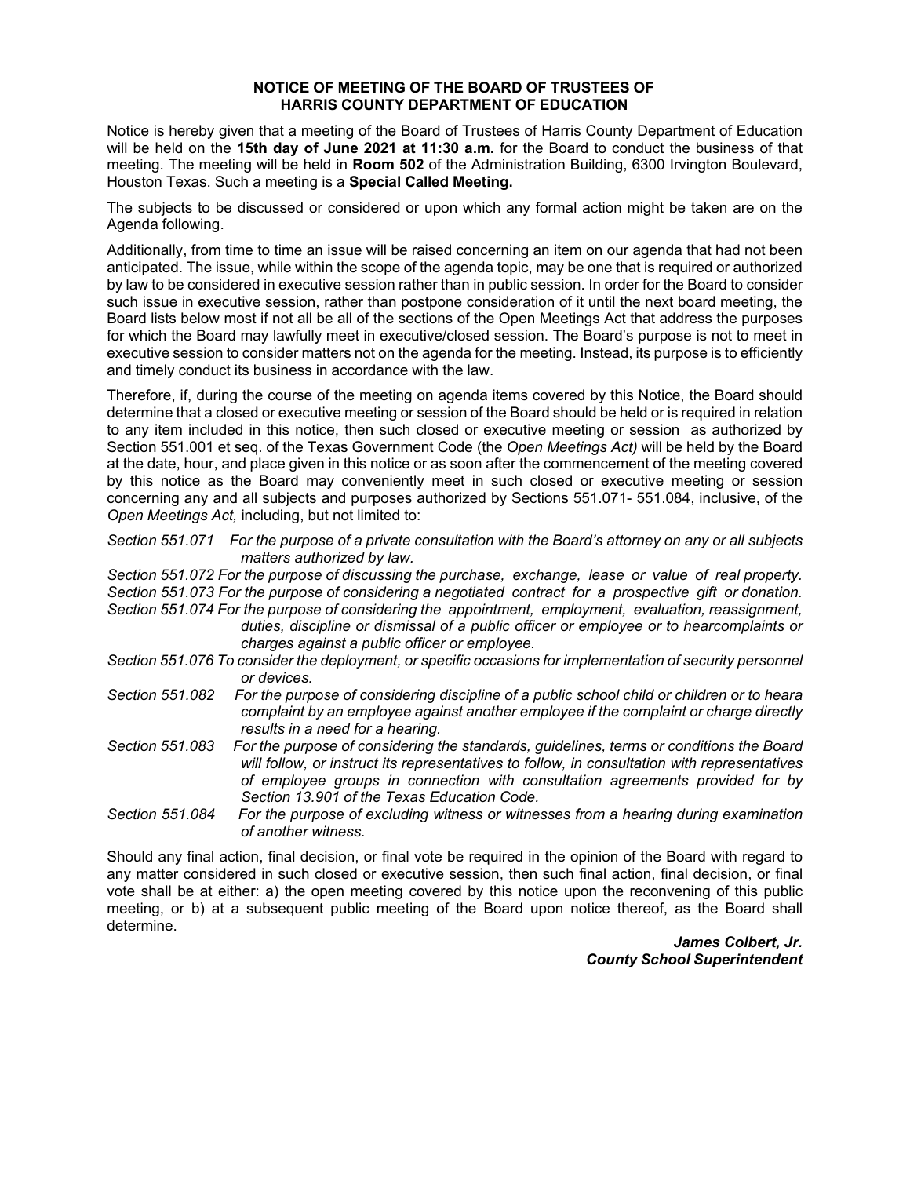**NOTICE OF MEETING OF THE BOARD OF TRUSTEES OF HARRIS COUNTY DEPARTMENT OF EDUCATION**

Notice is hereby given that a meeting of the Board of Trustees of Harris County Department of Education will be held on the **15th day of June 2021 at 11:30 a.m.** for the Board to conduct the business of that meeting. The meeting will be held in **Room 502** of the Administration Building, 6300 Irvington Boulevard, Houston Texas. Such a meeting is a **Special Called Meeting.**

The subjects to be discussed or considered or upon which any formal action might be taken are on the Agenda following.

Additionally, from time to time an issue will be raised concerning an item on our agenda that had not been anticipated. The issue, while within the scope of the agenda topic, may be one that is required or authorized by law to be considered in executive session rather than in public session. In order for the Board to consider such issue in executive session, rather than postpone consideration of it until the next board meeting, the Board lists below most if not all be all of the sections of the Open Meetings Act that address the purposes for which the Board may lawfully meet in executive/closed session. The Board's purpose is not to meet in executive session to consider matters not on the agenda for the meeting. Instead, its purpose is to efficiently and timely conduct its business in accordance with the law.

Therefore, if, during the course of the meeting on agenda items covered by this Notice, the Board should determine that a closed or executive meeting or session of the Board should be held or is required in relation to any item included in this notice, then such closed or executive meeting or session as authorized by Section 551.001 et seq. of the Texas Government Code (the *Open Meetings Act)* will be held by the Board at the date, hour, and place given in this notice or as soon after the commencement of the meeting covered by this notice as the Board may conveniently meet in such closed or executive meeting or session concerning any and all subjects and purposes authorized by Sections 551.071- 551.084, inclusive, of the *Open Meetings Act,* including, but not limited to:

*Section 551.071 For the purpose of a private consultation with the Board's attorney on any or all subjects matters authorized by law.*

*Section 551.072 For the purpose of discussing the purchase, exchange, lease or value of real property.*

*Section 551.073 For the purpose of considering a negotiated contract for a prospective gift or donation.*

*Section 551.074 For the purpose of considering the appointment, employment, evaluation, reassignment, duties, discipline or dismissal of a public officer or employee or to hearcomplaints or charges against a public officer or employee.*

*Section 551.076 To consider the deployment, or specific occasions for implementation of security personnel or devices.*

*Section 551.082 For the purpose of considering discipline of a public school child or children or to heara complaint by an employee against another employee if the complaint or charge directly results in a need for a hearing.*

*Section 551.083 For the purpose of considering the standards, guidelines, terms or conditions the Board will follow, or instruct its representatives to follow, in consultation with representatives of employee groups in connection with consultation agreements provided for by Section 13.901 of the Texas Education Code.*

*Section 551.084 For the purpose of excluding witness or witnesses from a hearing during examination of another witness.*

Should any final action, final decision, or final vote be required in the opinion of the Board with regard to any matter considered in such closed or executive session, then such final action, final decision, or final vote shall be at either: a) the open meeting covered by this notice upon the reconvening of this public meeting, or b) at a subsequent public meeting of the Board upon notice thereof, as the Board shall determine.

***James Colbert, Jr.***
***County School Superintendent***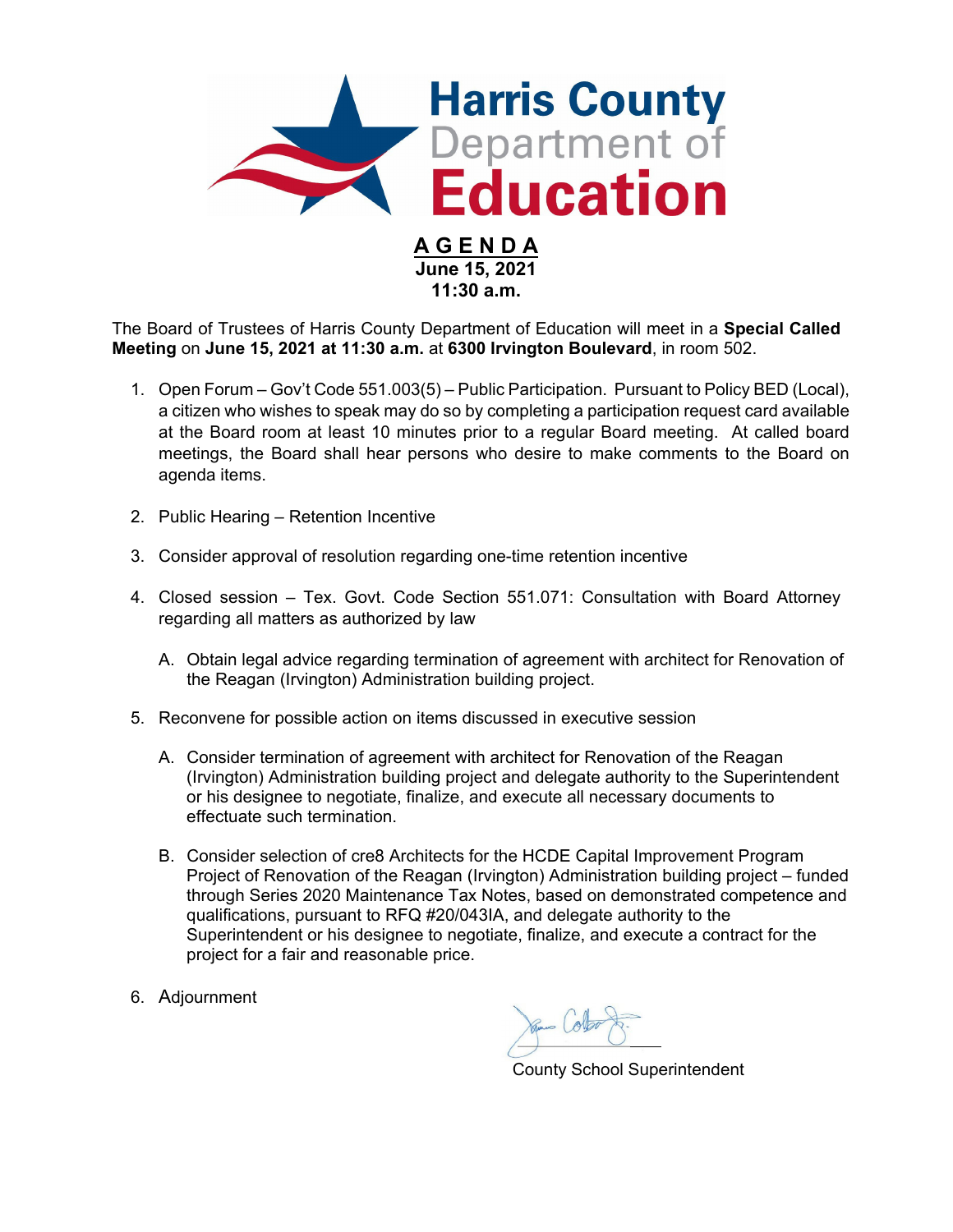Harris County Department of Education

# AGENDA

**June 15, 2021**
**11:30 a.m.**

The Board of Trustees of Harris County Department of Education will meet in a **Special Called Meeting** on **June 15, 2021 at 11:30 a.m.** at **6300 Irvington Boulevard**, in room 502.

1. Open Forum – Gov't Code 551.003(5) – Public Participation. Pursuant to Policy BED (Local), a citizen who wishes to speak may do so by completing a participation request card available at the Board room at least 10 minutes prior to a regular Board meeting. At called board meetings, the Board shall hear persons who desire to make comments to the Board on agenda items.

2. Public Hearing – Retention Incentive

3. Consider approval of resolution regarding one-time retention incentive

4. Closed session – Tex. Govt. Code Section 551.071: Consultation with Board Attorney regarding all matters as authorized by law

   A. Obtain legal advice regarding termination of agreement with architect for Renovation of the Reagan (Irvington) Administration building project.

5. Reconvene for possible action on items discussed in executive session

   A. Consider termination of agreement with architect for Renovation of the Reagan (Irvington) Administration building project and delegate authority to the Superintendent or his designee to negotiate, finalize, and execute all necessary documents to effectuate such termination.

   B. Consider selection of cre8 Architects for the HCDE Capital Improvement Program Project of Renovation of the Reagan (Irvington) Administration building project – funded through Series 2020 Maintenance Tax Notes, based on demonstrated competence and qualifications, pursuant to RFQ #20/043IA, and delegate authority to the Superintendent or his designee to negotiate, finalize, and execute a contract for the project for a fair and reasonable price.

6. Adjournment

County School Superintendent